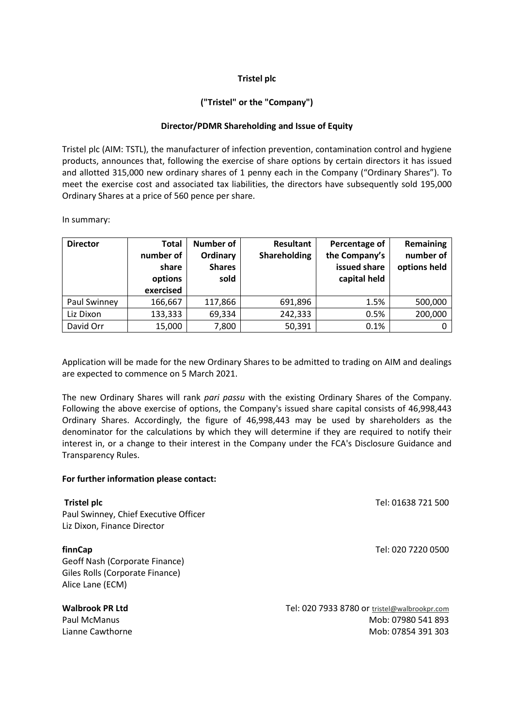**Tristel plc**

**("Tristel" or the "Company")**

**Director/PDMR Shareholding and Issue of Equity**

Tristel plc (AIM: TSTL), the manufacturer of infection prevention, contamination control and hygiene products, announces that, following the exercise of share options by certain directors it has issued and allotted 315,000 new ordinary shares of 1 penny each in the Company ("Ordinary Shares"). To meet the exercise cost and associated tax liabilities, the directors have subsequently sold 195,000 Ordinary Shares at a price of 560 pence per share.

In summary:

| Director | Total number of share options exercised | Number of Ordinary Shares sold | Resultant Shareholding | Percentage of the Company's issued share capital held | Remaining number of options held |
|---|---|---|---|---|---|
| Paul Swinney | 166,667 | 117,866 | 691,896 | 1.5% | 500,000 |
| Liz Dixon | 133,333 | 69,334 | 242,333 | 0.5% | 200,000 |
| David Orr | 15,000 | 7,800 | 50,391 | 0.1% | 0 |

Application will be made for the new Ordinary Shares to be admitted to trading on AIM and dealings are expected to commence on 5 March 2021.

The new Ordinary Shares will rank *pari passu* with the existing Ordinary Shares of the Company. Following the above exercise of options, the Company's issued share capital consists of 46,998,443 Ordinary Shares. Accordingly, the figure of 46,998,443 may be used by shareholders as the denominator for the calculations by which they will determine if they are required to notify their interest in, or a change to their interest in the Company under the FCA's Disclosure Guidance and Transparency Rules.

**For further information please contact:**

**Tristel plc** Tel: 01638 721 500
Paul Swinney, Chief Executive Officer
Liz Dixon, Finance Director

**finnCap** Tel: 020 7220 0500
Geoff Nash (Corporate Finance)
Giles Rolls (Corporate Finance)
Alice Lane (ECM)

**Walbrook PR Ltd** Tel: 020 7933 8780 or tristel@walbrookpr.com
Paul McManus Mob: 07980 541 893
Lianne Cawthorne Mob: 07854 391 303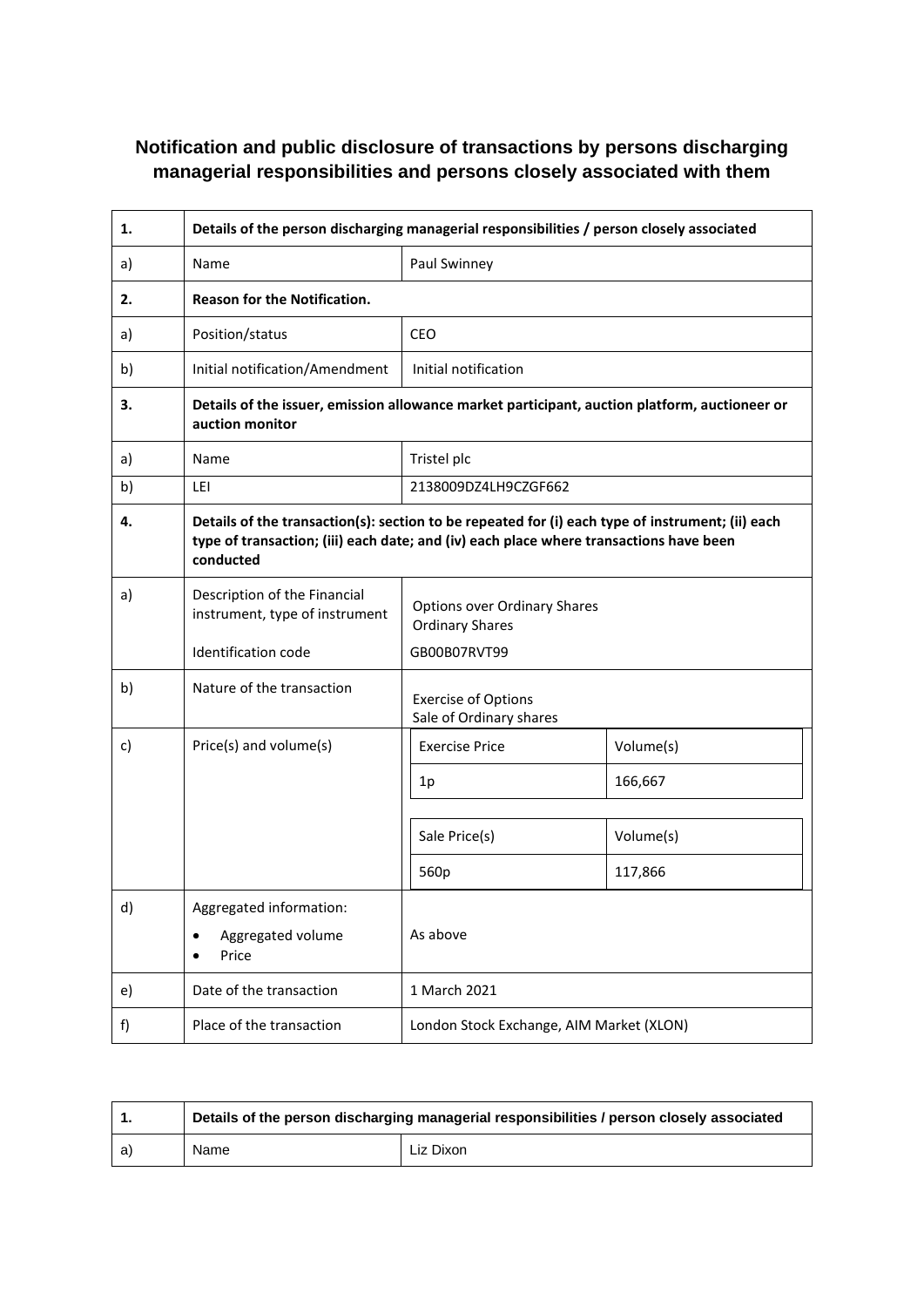## Notification and public disclosure of transactions by persons discharging managerial responsibilities and persons closely associated with them

| | | | |
|---|---|---|---|
| **1.** | **Details of the person discharging managerial responsibilities / person closely associated** | | |
| a) | Name | Paul Swinney | |
| **2.** | **Reason for the Notification.** | | |
| a) | Position/status | CEO | |
| b) | Initial notification/Amendment | Initial notification | |
| **3.** | **Details of the issuer, emission allowance market participant, auction platform, auctioneer or auction monitor** | | |
| a) | Name | Tristel plc | |
| b) | LEI | 2138009DZ4LH9CZGF662 | |
| **4.** | **Details of the transaction(s): section to be repeated for (i) each type of instrument; (ii) each type of transaction; (iii) each date; and (iv) each place where transactions have been conducted** | | |
| a) | Description of the Financial instrument, type of instrument<br><br>Identification code | Options over Ordinary Shares<br>Ordinary Shares<br><br>GB00B07RVT99 | |
| b) | Nature of the transaction | Exercise of Options<br>Sale of Ordinary shares | |
| c) | Price(s) and volume(s) | Exercise Price | Volume(s) |
| | | 1p | 166,667 |
| | | Sale Price(s) | Volume(s) |
| | | 560p | 117,866 |
| d) | Aggregated information:<br>• Aggregated volume<br>• Price | As above | |
| e) | Date of the transaction | 1 March 2021 | |
| f) | Place of the transaction | London Stock Exchange, AIM Market (XLON) | |

| | | |
|---|---|---|
| **1.** | **Details of the person discharging managerial responsibilities / person closely associated** | |
| a) | Name | Liz Dixon |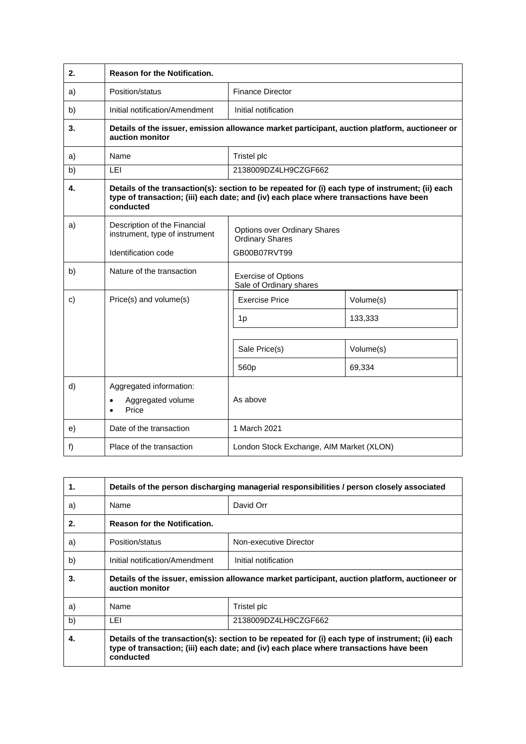| 2. | **Reason for the Notification.** | |
|---|---|---|
| a) | Position/status | Finance Director |
| b) | Initial notification/Amendment | Initial notification |
| 3. | **Details of the issuer, emission allowance market participant, auction platform, auctioneer or auction monitor** | |
| a) | Name | Tristel plc |
| b) | LEI | 2138009DZ4LH9CZGF662 |
| 4. | **Details of the transaction(s): section to be repeated for (i) each type of instrument; (ii) each type of transaction; (iii) each date; and (iv) each place where transactions have been conducted** | |
| a) | Description of the Financial instrument, type of instrument<br><br>Identification code | Options over Ordinary Shares<br>Ordinary Shares<br><br>GB00B07RVT99 |
| b) | Nature of the transaction | Exercise of Options<br>Sale of Ordinary shares |
| c) | Price(s) and volume(s) | Exercise Price: 1p — Volume(s): 133,333<br><br>Sale Price(s): 560p — Volume(s): 69,334 |
| d) | Aggregated information:<br>• Aggregated volume<br>• Price | As above |
| e) | Date of the transaction | 1 March 2021 |
| f) | Place of the transaction | London Stock Exchange, AIM Market (XLON) |

| 1. | **Details of the person discharging managerial responsibilities / person closely associated** | |
|---|---|---|
| a) | Name | David Orr |
| 2. | **Reason for the Notification.** | |
| a) | Position/status | Non-executive Director |
| b) | Initial notification/Amendment | Initial notification |
| 3. | **Details of the issuer, emission allowance market participant, auction platform, auctioneer or auction monitor** | |
| a) | Name | Tristel plc |
| b) | LEI | 2138009DZ4LH9CZGF662 |
| 4. | **Details of the transaction(s): section to be repeated for (i) each type of instrument; (ii) each type of transaction; (iii) each date; and (iv) each place where transactions have been conducted** | |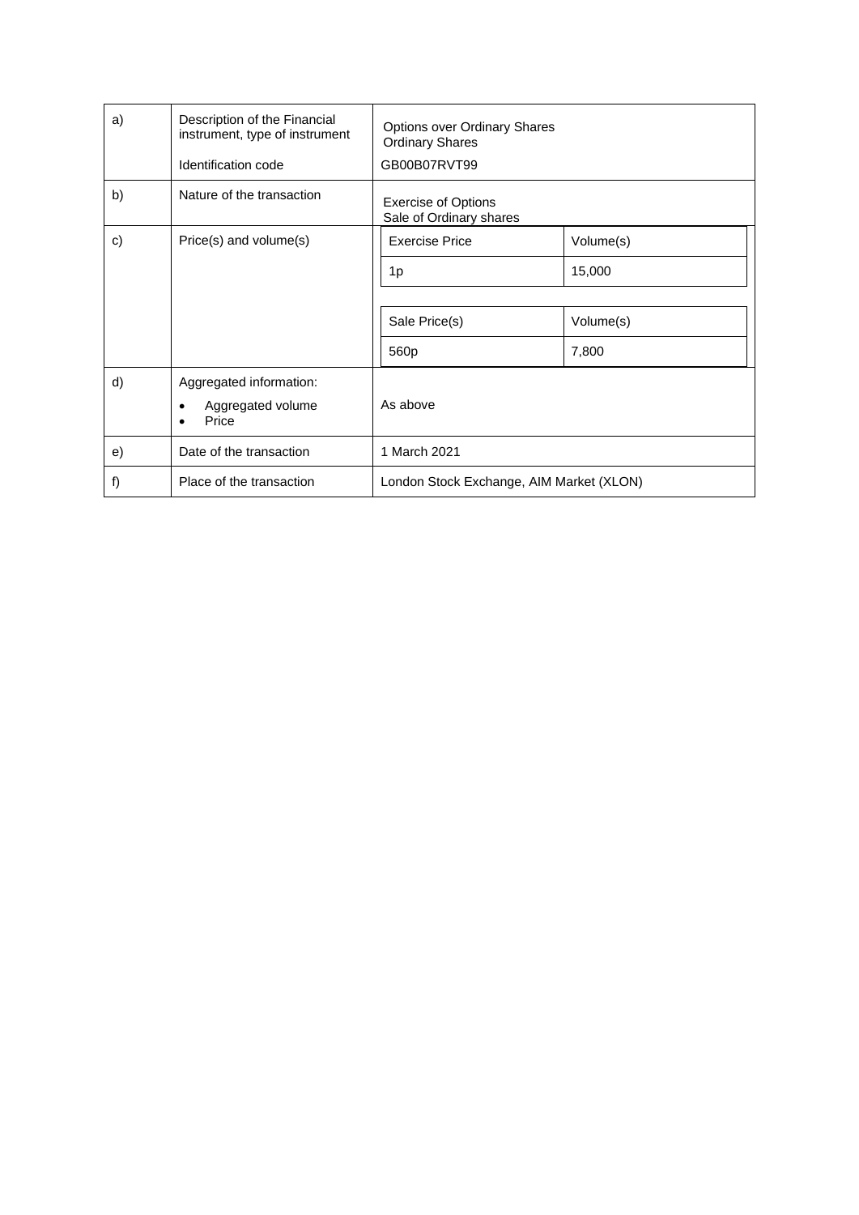| | | |
|---|---|---|
| a) | Description of the Financial instrument, type of instrument<br><br>Identification code | Options over Ordinary Shares<br>Ordinary Shares<br><br>GB00B07RVT99 |
| b) | Nature of the transaction | Exercise of Options<br>Sale of Ordinary shares |
| c) | Price(s) and volume(s) | Exercise Price: 1p — Volume(s): 15,000<br><br>Sale Price(s): 560p — Volume(s): 7,800 |
| d) | Aggregated information:<br>• Aggregated volume<br>• Price | As above |
| e) | Date of the transaction | 1 March 2021 |
| f) | Place of the transaction | London Stock Exchange, AIM Market (XLON) |

| Exercise Price | Volume(s) |
|---|---|
| 1p | 15,000 |

| Sale Price(s) | Volume(s) |
|---|---|
| 560p | 7,800 |